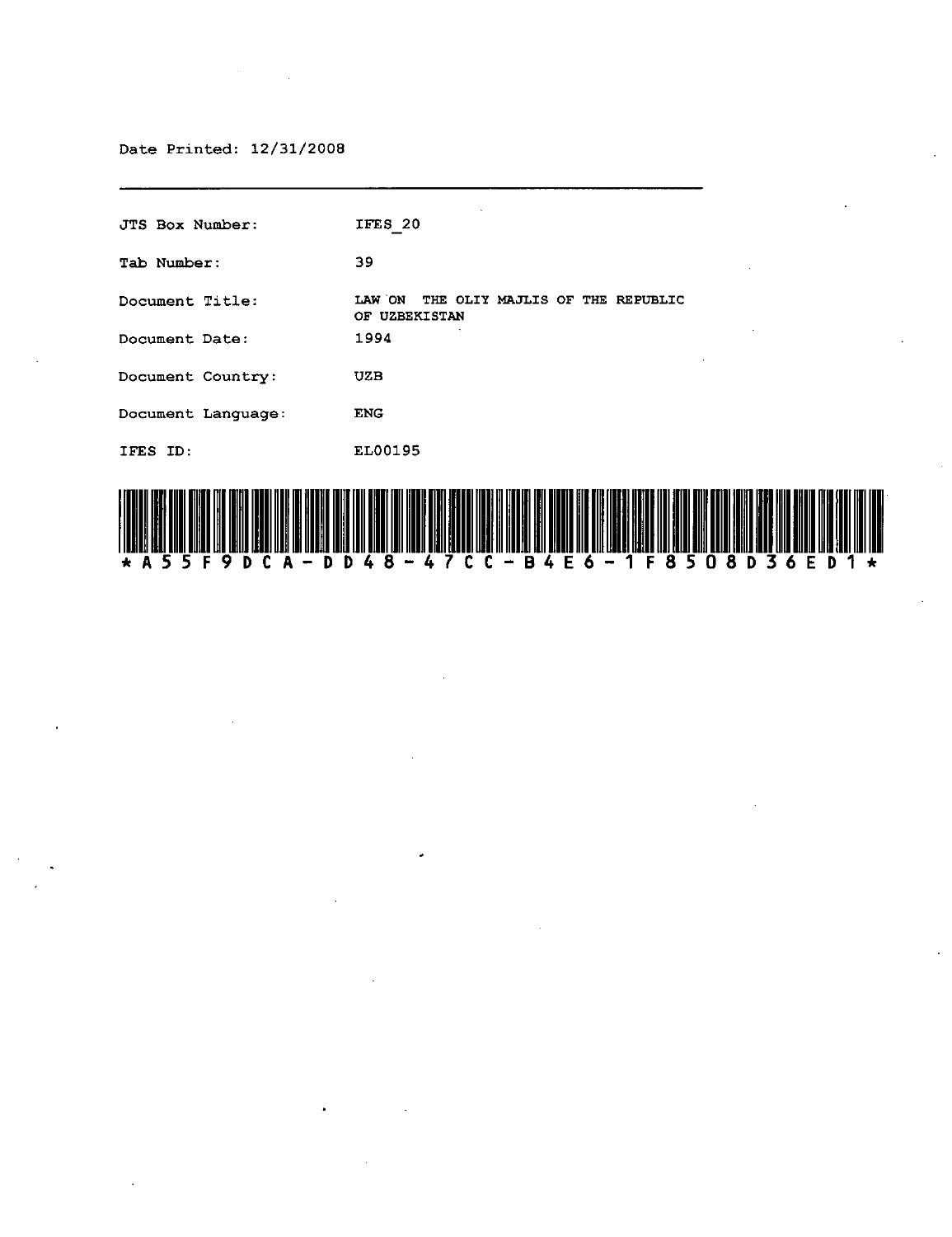Date Printed: 12/31/2008

---

| | |
|---|---|
| JTS Box Number: | IFES_20 |
| Tab Number: | 39 |
| Document Title: | LAW ON THE OLIY MAJLIS OF THE REPUBLIC OF UZBEKISTAN |
| Document Date: | 1994 |
| Document Country: | UZB |
| Document Language: | ENG |
| IFES ID: | EL00195 |

*A55F9DCA-DD48-47CC-B4E6-1F8508D36ED1*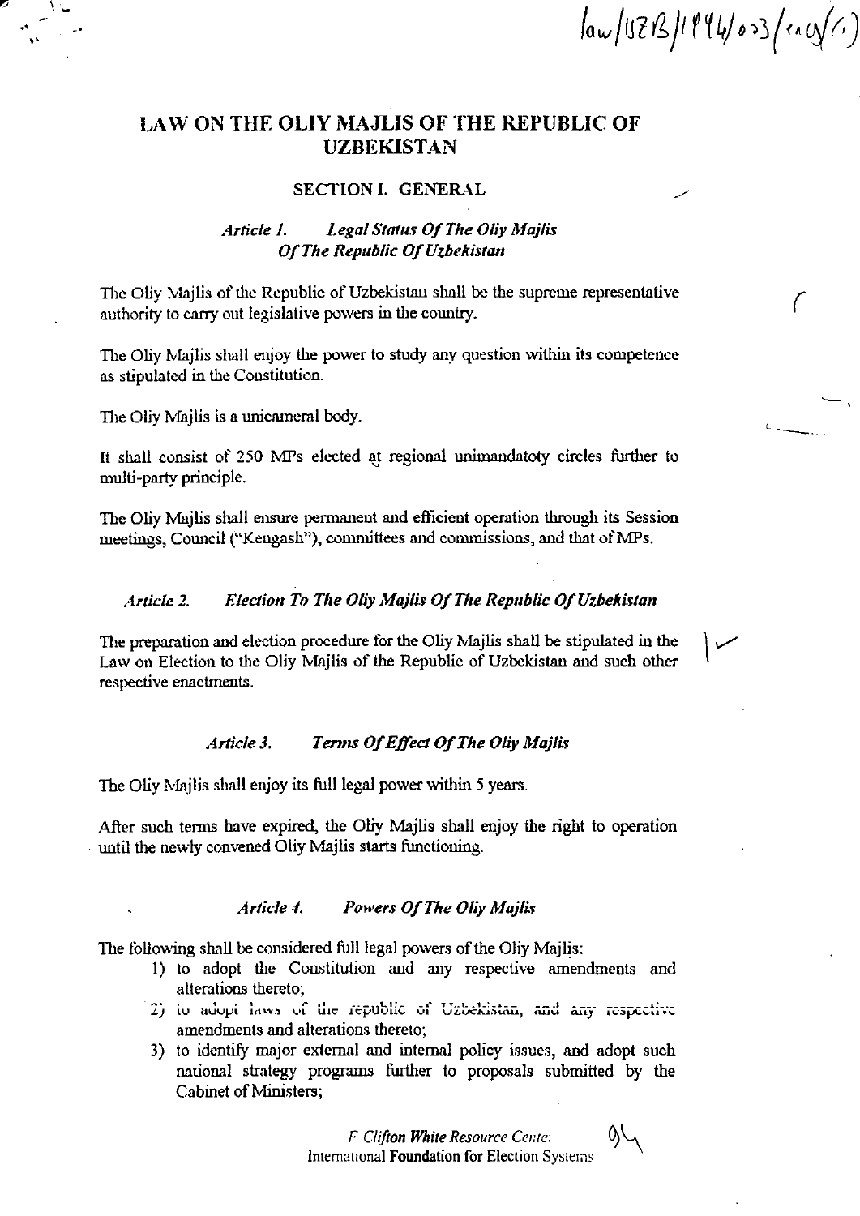# LAW ON THE OLIY MAJLIS OF THE REPUBLIC OF UZBEKISTAN

## SECTION I. GENERAL

### *Article 1. Legal Status Of The Oliy Majlis Of The Republic Of Uzbekistan*

The Oliy Majlis of the Republic of Uzbekistan shall be the supreme representative authority to carry out legislative powers in the country.

The Oliy Majlis shall enjoy the power to study any question within its competence as stipulated in the Constitution.

The Oliy Majlis is a unicameral body.

It shall consist of 250 MPs elected at regional unimandatoty circles further to multi-party principle.

The Oliy Majlis shall ensure permanent and efficient operation through its Session meetings, Council ("Kengash"), committees and commissions, and that of MPs.

### *Article 2. Election To The Oliy Majlis Of The Republic Of Uzbekistan*

The preparation and election procedure for the Oliy Majlis shall be stipulated in the Law on Election to the Oliy Majlis of the Republic of Uzbekistan and such other respective enactments.

### *Article 3. Terms Of Effect Of The Oliy Majlis*

The Oliy Majlis shall enjoy its full legal power within 5 years.

After such terms have expired, the Oliy Majlis shall enjoy the right to operation until the newly convened Oliy Majlis starts functioning.

### *Article 4. Powers Of The Oliy Majlis*

The following shall be considered full legal powers of the Oliy Majlis:

1) to adopt the Constitution and any respective amendments and alterations thereto;
2) to adopt laws of the republic of Uzbekistan, and any respective amendments and alterations thereto;
3) to identify major external and internal policy issues, and adopt such national strategy programs further to proposals submitted by the Cabinet of Ministers;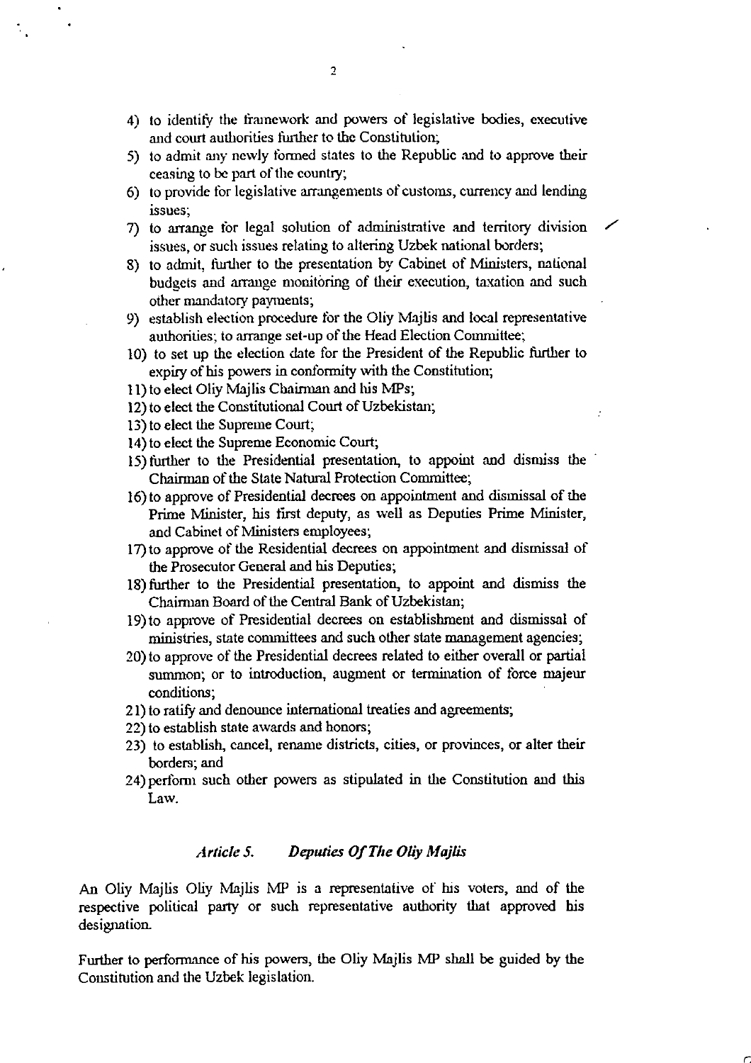4) to identify the framework and powers of legislative bodies, executive and court authorities further to the Constitution;
5) to admit any newly formed states to the Republic and to approve their ceasing to be part of the country;
6) to provide for legislative arrangements of customs, currency and lending issues;
7) to arrange for legal solution of administrative and territory division issues, or such issues relating to altering Uzbek national borders;
8) to admit, further to the presentation by Cabinet of Ministers, national budgets and arrange monitoring of their execution, taxation and such other mandatory payments;
9) establish election procedure for the Oliy Majlis and local representative authorities; to arrange set-up of the Head Election Committee;
10) to set up the election date for the President of the Republic further to expiry of his powers in conformity with the Constitution;
11) to elect Oliy Majlis Chairman and his MPs;
12) to elect the Constitutional Court of Uzbekistan;
13) to elect the Supreme Court;
14) to elect the Supreme Economic Court;
15) further to the Presidential presentation, to appoint and dismiss the Chairman of the State Natural Protection Committee;
16) to approve of Presidential decrees on appointment and dismissal of the Prime Minister, his first deputy, as well as Deputies Prime Minister, and Cabinet of Ministers employees;
17) to approve of the Residential decrees on appointment and dismissal of the Prosecutor General and his Deputies;
18) further to the Presidential presentation, to appoint and dismiss the Chairman Board of the Central Bank of Uzbekistan;
19) to approve of Presidential decrees on establishment and dismissal of ministries, state committees and such other state management agencies;
20) to approve of the Presidential decrees related to either overall or partial summon; or to introduction, augment or termination of force majeur conditions;
21) to ratify and denounce international treaties and agreements;
22) to establish state awards and honors;
23) to establish, cancel, rename districts, cities, or provinces, or alter their borders; and
24) perform such other powers as stipulated in the Constitution and this Law.

### *Article 5. Deputies Of The Oliy Majlis*

An Oliy Majlis Oliy Majlis MP is a representative of his voters, and of the respective political party or such representative authority that approved his designation.

Further to performance of his powers, the Oliy Majlis MP shall be guided by the Constitution and the Uzbek legislation.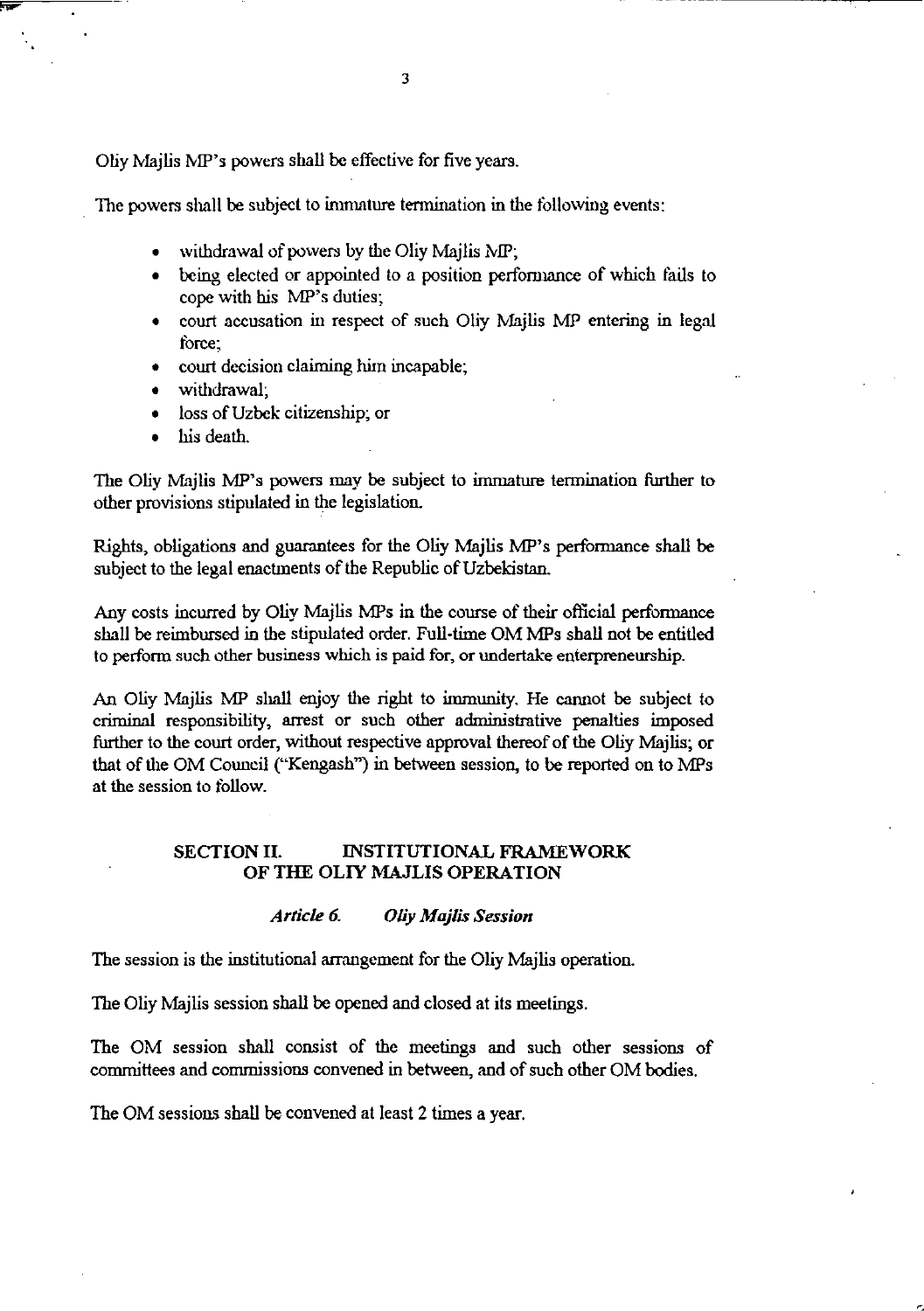Oliy Majlis MP's powers shall be effective for five years.

The powers shall be subject to immature termination in the following events:

- withdrawal of powers by the Oliy Majlis MP;
- being elected or appointed to a position performance of which fails to cope with his MP's duties;
- court accusation in respect of such Oliy Majlis MP entering in legal force;
- court decision claiming him incapable;
- withdrawal;
- loss of Uzbek citizenship; or
- his death.

The Oliy Majlis MP's powers may be subject to immature termination further to other provisions stipulated in the legislation.

Rights, obligations and guarantees for the Oliy Majlis MP's performance shall be subject to the legal enactments of the Republic of Uzbekistan.

Any costs incurred by Oliy Majlis MPs in the course of their official performance shall be reimbursed in the stipulated order. Full-time OM MPs shall not be entitled to perform such other business which is paid for, or undertake enterpreneurship.

An Oliy Majlis MP shall enjoy the right to immunity. He cannot be subject to criminal responsibility, arrest or such other administrative penalties imposed further to the court order, without respective approval thereof of the Oliy Majlis; or that of the OM Council ("Kengash") in between session, to be reported on to MPs at the session to follow.

## SECTION II. INSTITUTIONAL FRAMEWORK OF THE OLIY MAJLIS OPERATION

### *Article 6. Oliy Majlis Session*

The session is the institutional arrangement for the Oliy Majlis operation.

The Oliy Majlis session shall be opened and closed at its meetings.

The OM session shall consist of the meetings and such other sessions of committees and commissions convened in between, and of such other OM bodies.

The OM sessions shall be convened at least 2 times a year.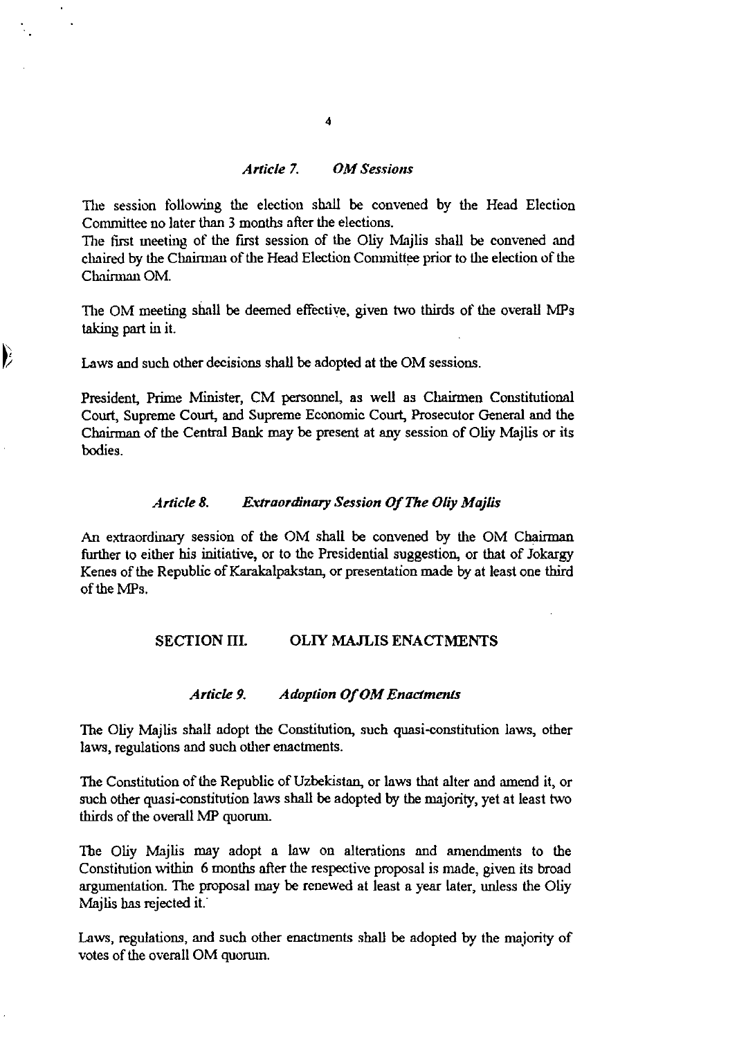### *Article 7. OM Sessions*

The session following the election shall be convened by the Head Election Committee no later than 3 months after the elections.
The first meeting of the first session of the Oliy Majlis shall be convened and chaired by the Chairman of the Head Election Committee prior to the election of the Chairman OM.

The OM meeting shall be deemed effective, given two thirds of the overall MPs taking part in it.

Laws and such other decisions shall be adopted at the OM sessions.

President, Prime Minister, CM personnel, as well as Chairmen Constitutional Court, Supreme Court, and Supreme Economic Court, Prosecutor General and the Chairman of the Central Bank may be present at any session of Oliy Majlis or its bodies.

### *Article 8. Extraordinary Session Of The Oliy Majlis*

An extraordinary session of the OM shall be convened by the OM Chairman further to either his initiative, or to the Presidential suggestion, or that of Jokargy Kenes of the Republic of Karakalpakstan, or presentation made by at least one third of the MPs.

## SECTION III. OLIY MAJLIS ENACTMENTS

### *Article 9. Adoption Of OM Enactments*

The Oliy Majlis shall adopt the Constitution, such quasi-constitution laws, other laws, regulations and such other enactments.

The Constitution of the Republic of Uzbekistan, or laws that alter and amend it, or such other quasi-constitution laws shall be adopted by the majority, yet at least two thirds of the overall MP quorum.

The Oliy Majlis may adopt a law on alterations and amendments to the Constitution within 6 months after the respective proposal is made, given its broad argumentation. The proposal may be renewed at least a year later, unless the Oliy Majlis has rejected it.

Laws, regulations, and such other enactments shall be adopted by the majority of votes of the overall OM quorum.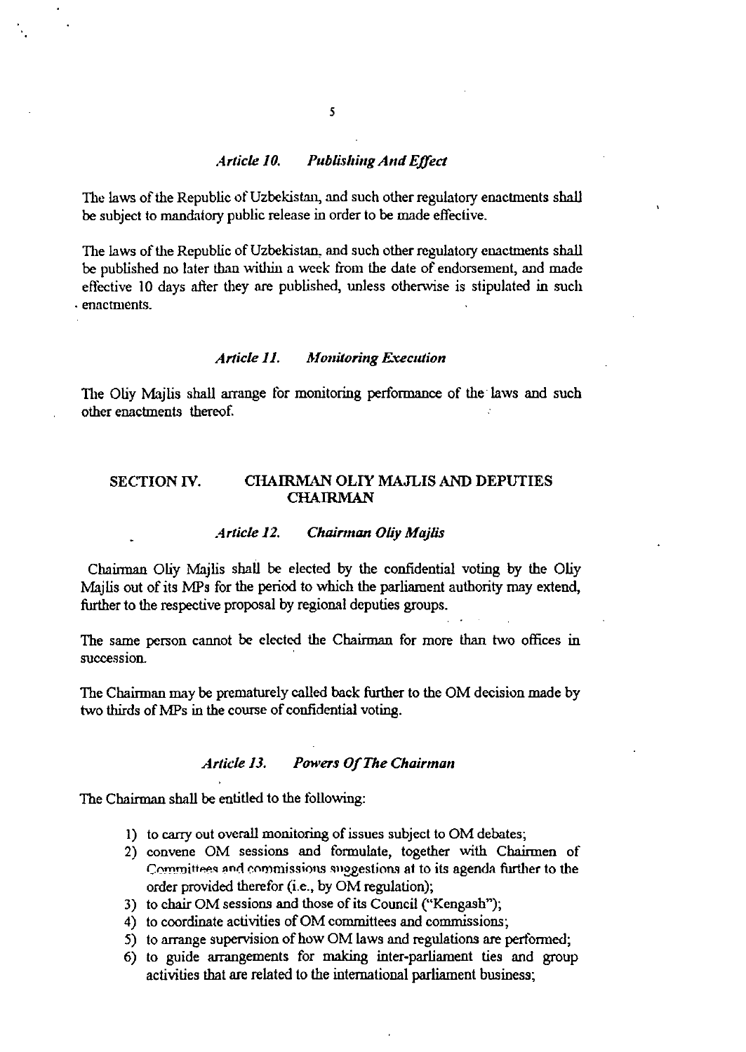### *Article 10. Publishing And Effect*

The laws of the Republic of Uzbekistan, and such other regulatory enactments shall be subject to mandatory public release in order to be made effective.

The laws of the Republic of Uzbekistan, and such other regulatory enactments shall be published no later than within a week from the date of endorsement, and made effective 10 days after they are published, unless otherwise is stipulated in such enactments.

### *Article 11. Monitoring Execution*

The Oliy Majlis shall arrange for monitoring performance of the laws and such other enactments thereof.

## SECTION IV. CHAIRMAN OLIY MAJLIS AND DEPUTIES CHAIRMAN

### *Article 12. Chairman Oliy Majlis*

Chairman Oliy Majlis shall be elected by the confidential voting by the Oliy Majlis out of its MPs for the period to which the parliament authority may extend, further to the respective proposal by regional deputies groups.

The same person cannot be elected the Chairman for more than two offices in succession.

The Chairman may be prematurely called back further to the OM decision made by two thirds of MPs in the course of confidential voting.

### *Article 13. Powers Of The Chairman*

The Chairman shall be entitled to the following:

1) to carry out overall monitoring of issues subject to OM debates;
2) convene OM sessions and formulate, together with Chairmen of Committees and commissions suggestions at to its agenda further to the order provided therefor (i.e., by OM regulation);
3) to chair OM sessions and those of its Council ("Kengash");
4) to coordinate activities of OM committees and commissions;
5) to arrange supervision of how OM laws and regulations are performed;
6) to guide arrangements for making inter-parliament ties and group activities that are related to the international parliament business;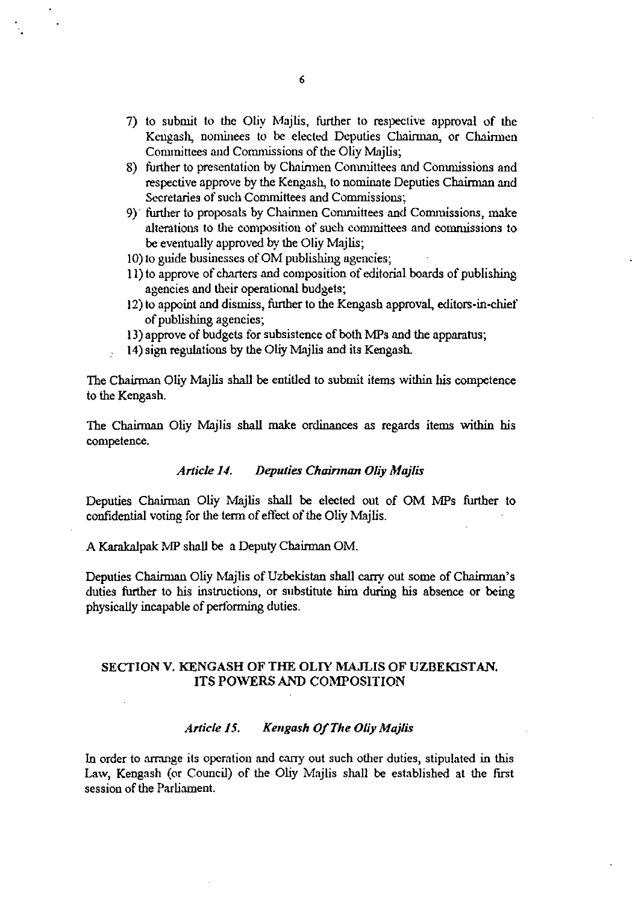7) to submit to the Oliy Majlis, further to respective approval of the Kengash, nominees to be elected Deputies Chairman, or Chairmen Committees and Commissions of the Oliy Majlis;
8) further to presentation by Chairmen Committees and Commissions and respective approve by the Kengash, to nominate Deputies Chairman and Secretaries of such Committees and Commissions;
9) further to proposals by Chairmen Committees and Commissions, make alterations to the composition of such committees and commissions to be eventually approved by the Oliy Majlis;
10) to guide businesses of OM publishing agencies;
11) to approve of charters and composition of editorial boards of publishing agencies and their operational budgets;
12) to appoint and dismiss, further to the Kengash approval, editors-in-chief of publishing agencies;
13) approve of budgets for subsistence of both MPs and the apparatus;
14) sign regulations by the Oliy Majlis and its Kengash.

The Chairman Oliy Majlis shall be entitled to submit items within his competence to the Kengash.

The Chairman Oliy Majlis shall make ordinances as regards items within his competence.

### *Article 14. Deputies Chairman Oliy Majlis*

Deputies Chairman Oliy Majlis shall be elected out of OM MPs further to confidential voting for the term of effect of the Oliy Majlis.

A Karakalpak MP shall be a Deputy Chairman OM.

Deputies Chairman Oliy Majlis of Uzbekistan shall carry out some of Chairman's duties further to his instructions, or substitute him during his absence or being physically incapable of performing duties.

## SECTION V. KENGASH OF THE OLIY MAJLIS OF UZBEKISTAN. ITS POWERS AND COMPOSITION

### *Article 15. Kengash Of The Oliy Majlis*

In order to arrange its operation and carry out such other duties, stipulated in this Law, Kengash (or Council) of the Oliy Majlis shall be established at the first session of the Parliament.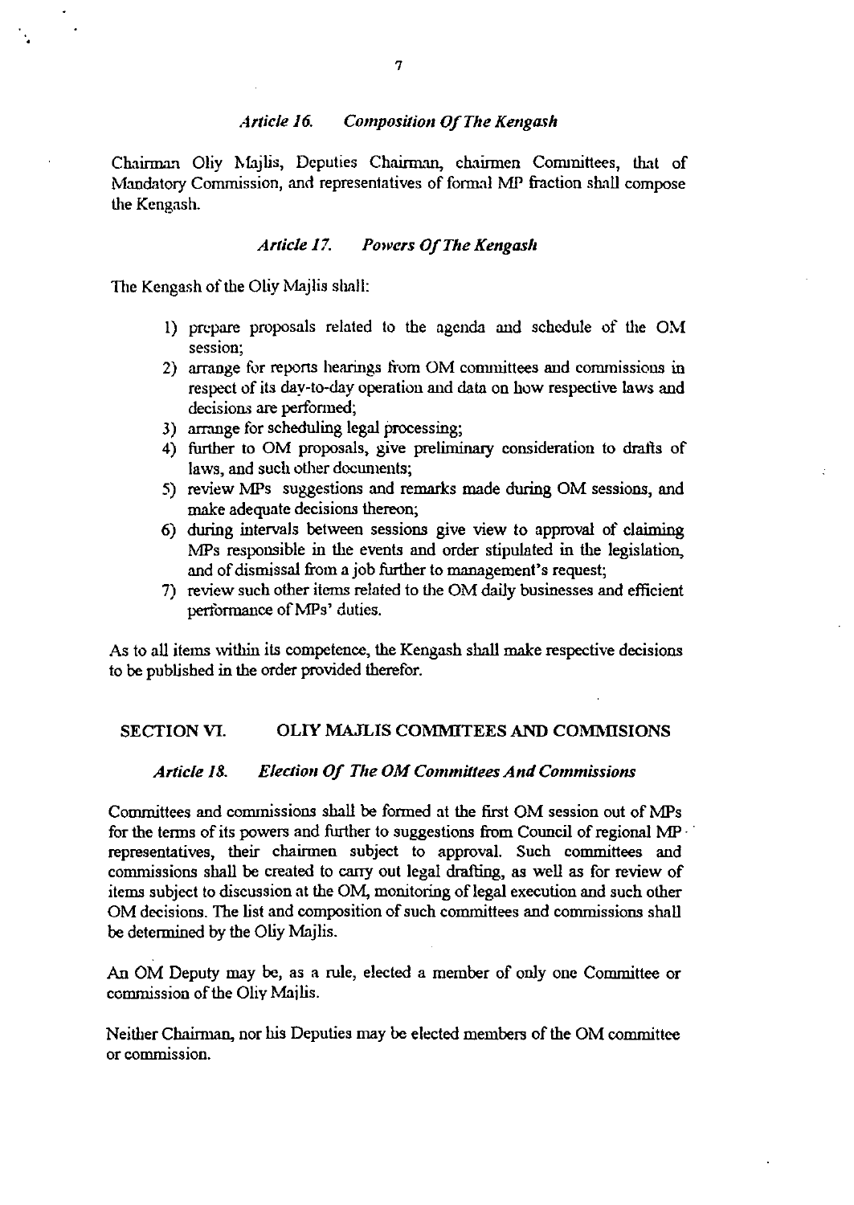### *Article 16. Composition Of The Kengash*

Chairman Oliy Majlis, Deputies Chairman, chairmen Committees, that of Mandatory Commission, and representatives of formal MP fraction shall compose the Kengash.

### *Article 17. Powers Of The Kengash*

The Kengash of the Oliy Majlis shall:

1) prepare proposals related to the agenda and schedule of the OM session;
2) arrange for reports hearings from OM committees and commissions in respect of its day-to-day operation and data on how respective laws and decisions are performed;
3) arrange for scheduling legal processing;
4) further to OM proposals, give preliminary consideration to drafts of laws, and such other documents;
5) review MPs suggestions and remarks made during OM sessions, and make adequate decisions thereon;
6) during intervals between sessions give view to approval of claiming MPs responsible in the events and order stipulated in the legislation, and of dismissal from a job further to management's request;
7) review such other items related to the OM daily businesses and efficient performance of MPs' duties.

As to all items within its competence, the Kengash shall make respective decisions to be published in the order provided therefor.

## SECTION VI. OLIY MAJLIS COMMITEES AND COMMISIONS

### *Article 18. Election Of The OM Committees And Commissions*

Committees and commissions shall be formed at the first OM session out of MPs for the terms of its powers and further to suggestions from Council of regional MP representatives, their chairmen subject to approval. Such committees and commissions shall be created to carry out legal drafting, as well as for review of items subject to discussion at the OM, monitoring of legal execution and such other OM decisions. The list and composition of such committees and commissions shall be determined by the Oliy Majlis.

An OM Deputy may be, as a rule, elected a member of only one Committee or commission of the Oliy Majlis.

Neither Chairman, nor his Deputies may be elected members of the OM committee or commission.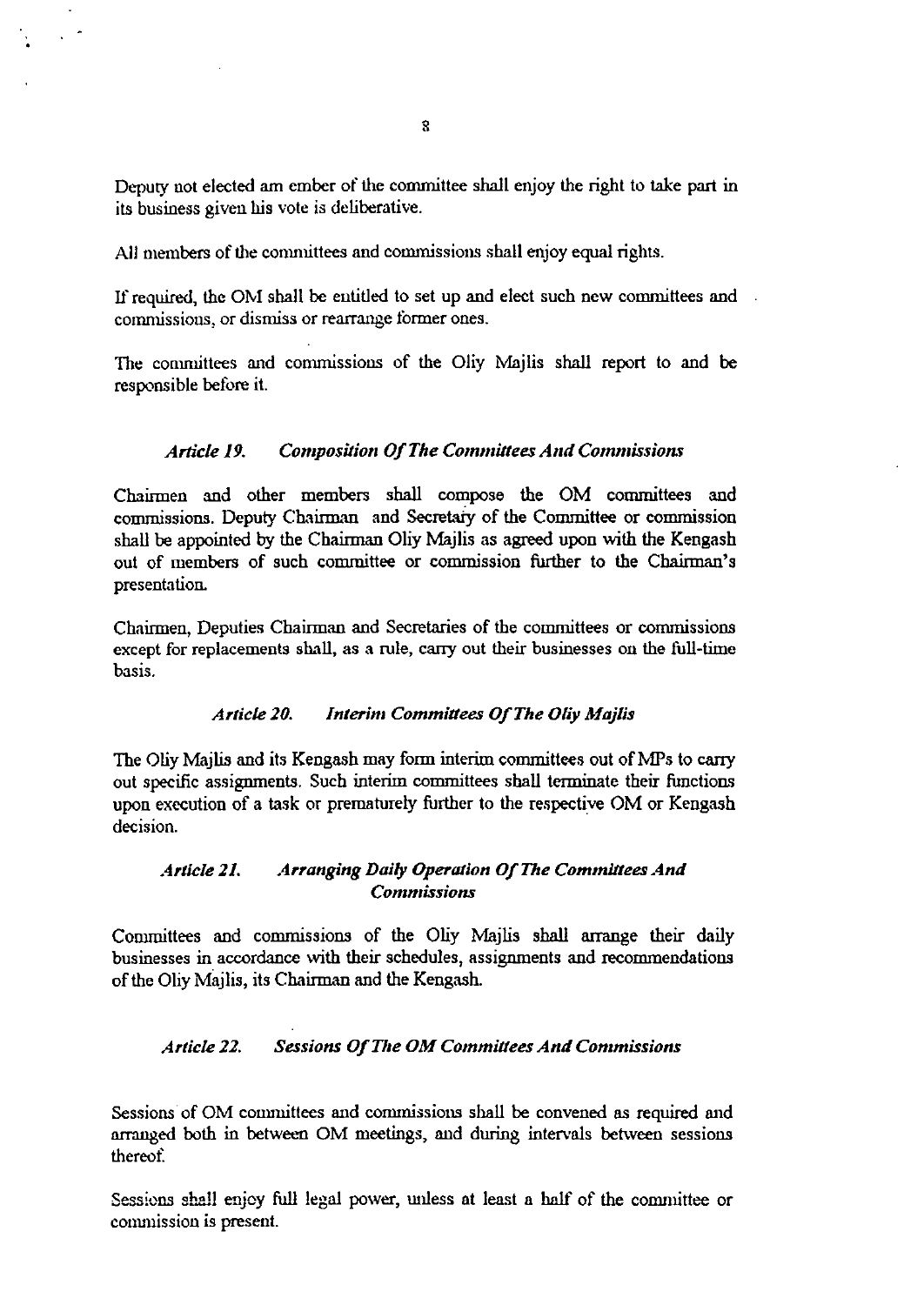Deputy not elected am ember of the committee shall enjoy the right to take part in its business given his vote is deliberative.

All members of the committees and commissions shall enjoy equal rights.

If required, the OM shall be entitled to set up and elect such new committees and commissions, or dismiss or rearrange former ones.

The committees and commissions of the Oliy Majlis shall report to and be responsible before it.

### *Article 19. Composition Of The Committees And Commissions*

Chairmen and other members shall compose the OM committees and commissions. Deputy Chairman and Secretary of the Committee or commission shall be appointed by the Chairman Oliy Majlis as agreed upon with the Kengash out of members of such committee or commission further to the Chairman's presentation.

Chairmen, Deputies Chairman and Secretaries of the committees or commissions except for replacements shall, as a rule, carry out their businesses on the full-time basis.

### *Article 20. Interim Committees Of The Oliy Majlis*

The Oliy Majlis and its Kengash may form interim committees out of MPs to carry out specific assignments. Such interim committees shall terminate their functions upon execution of a task or prematurely further to the respective OM or Kengash decision.

### *Article 21. Arranging Daily Operation Of The Committees And Commissions*

Committees and commissions of the Oliy Majlis shall arrange their daily businesses in accordance with their schedules, assignments and recommendations of the Oliy Majlis, its Chairman and the Kengash.

### *Article 22. Sessions Of The OM Committees And Commissions*

Sessions of OM committees and commissions shall be convened as required and arranged both in between OM meetings, and during intervals between sessions thereof.

Sessions shall enjoy full legal power, unless at least a half of the committee or commission is present.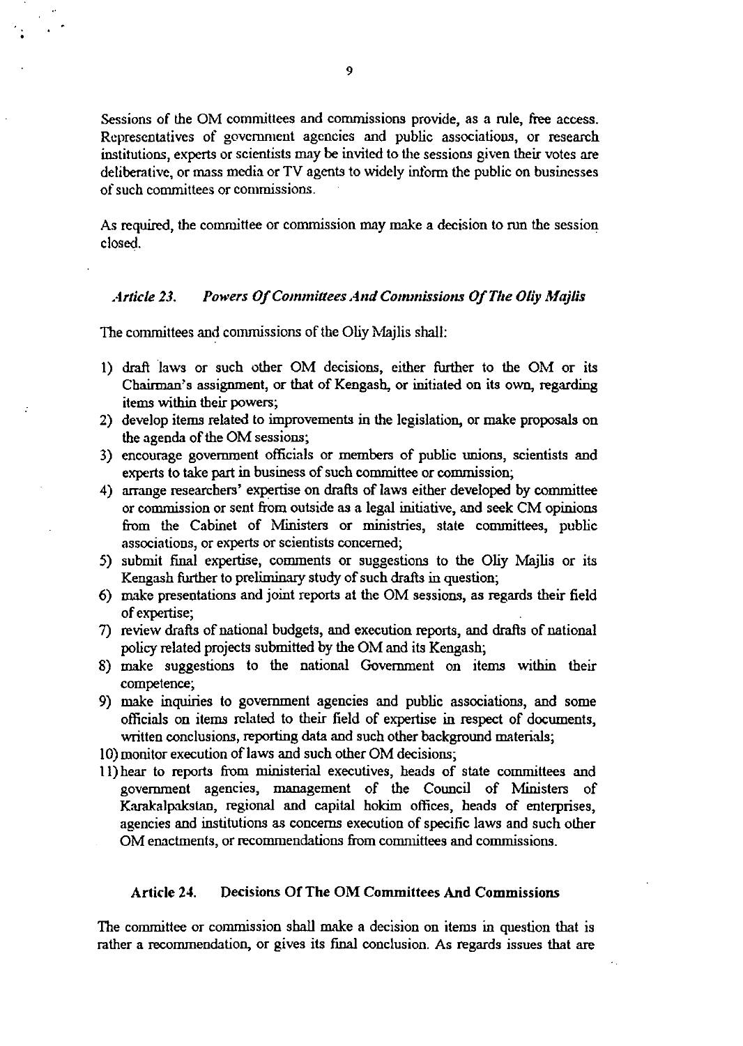Sessions of the OM committees and commissions provide, as a rule, free access. Representatives of government agencies and public associations, or research institutions, experts or scientists may be invited to the sessions given their votes are deliberative, or mass media or TV agents to widely inform the public on businesses of such committees or commissions.

As required, the committee or commission may make a decision to run the session closed.

### *Article 23. Powers Of Committees And Commissions Of The Oliy Majlis*

The committees and commissions of the Oliy Majlis shall:

1) draft laws or such other OM decisions, either further to the OM or its Chairman's assignment, or that of Kengash, or initiated on its own, regarding items within their powers;
2) develop items related to improvements in the legislation, or make proposals on the agenda of the OM sessions;
3) encourage government officials or members of public unions, scientists and experts to take part in business of such committee or commission;
4) arrange researchers' expertise on drafts of laws either developed by committee or commission or sent from outside as a legal initiative, and seek CM opinions from the Cabinet of Ministers or ministries, state committees, public associations, or experts or scientists concerned;
5) submit final expertise, comments or suggestions to the Oliy Majlis or its Kengash further to preliminary study of such drafts in question;
6) make presentations and joint reports at the OM sessions, as regards their field of expertise;
7) review drafts of national budgets, and execution reports, and drafts of national policy related projects submitted by the OM and its Kengash;
8) make suggestions to the national Government on items within their competence;
9) make inquiries to government agencies and public associations, and some officials on items related to their field of expertise in respect of documents, written conclusions, reporting data and such other background materials;
10) monitor execution of laws and such other OM decisions;
11) hear to reports from ministerial executives, heads of state committees and government agencies, management of the Council of Ministers of Karakalpakstan, regional and capital hokim offices, heads of enterprises, agencies and institutions as concerns execution of specific laws and such other OM enactments, or recommendations from committees and commissions.

### **Article 24. Decisions Of The OM Committees And Commissions**

The committee or commission shall make a decision on items in question that is rather a recommendation, or gives its final conclusion. As regards issues that are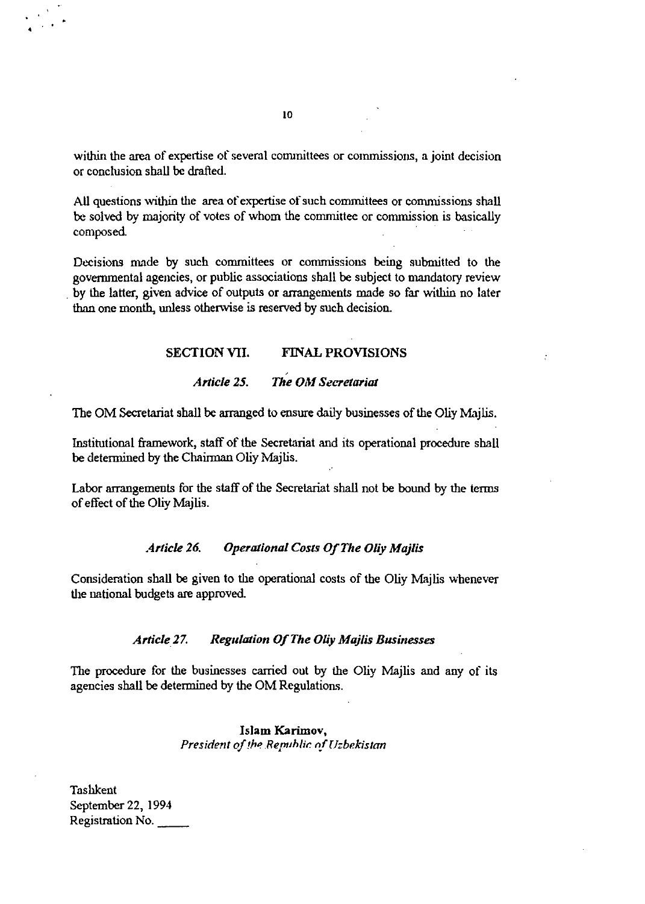within the area of expertise of several committees or commissions, a joint decision or conclusion shall be drafted.

All questions within the area of expertise of such committees or commissions shall be solved by majority of votes of whom the committee or commission is basically composed.

Decisions made by such committees or commissions being submitted to the governmental agencies, or public associations shall be subject to mandatory review by the latter, given advice of outputs or arrangements made so far within no later than one month, unless otherwise is reserved by such decision.

## SECTION VII. FINAL PROVISIONS

### *Article 25. The OM Secretariat*

The OM Secretariat shall be arranged to ensure daily businesses of the Oliy Majlis.

Institutional framework, staff of the Secretariat and its operational procedure shall be determined by the Chairman Oliy Majlis.

Labor arrangements for the staff of the Secretariat shall not be bound by the terms of effect of the Oliy Majlis.

### *Article 26. Operational Costs Of The Oliy Majlis*

Consideration shall be given to the operational costs of the Oliy Majlis whenever the national budgets are approved.

### *Article 27. Regulation Of The Oliy Majlis Businesses*

The procedure for the businesses carried out by the Oliy Majlis and any of its agencies shall be determined by the OM Regulations.

**Islam Karimov,**
*President of the Republic of Uzbekistan*

Tashkent
September 22, 1994
Registration No. _____